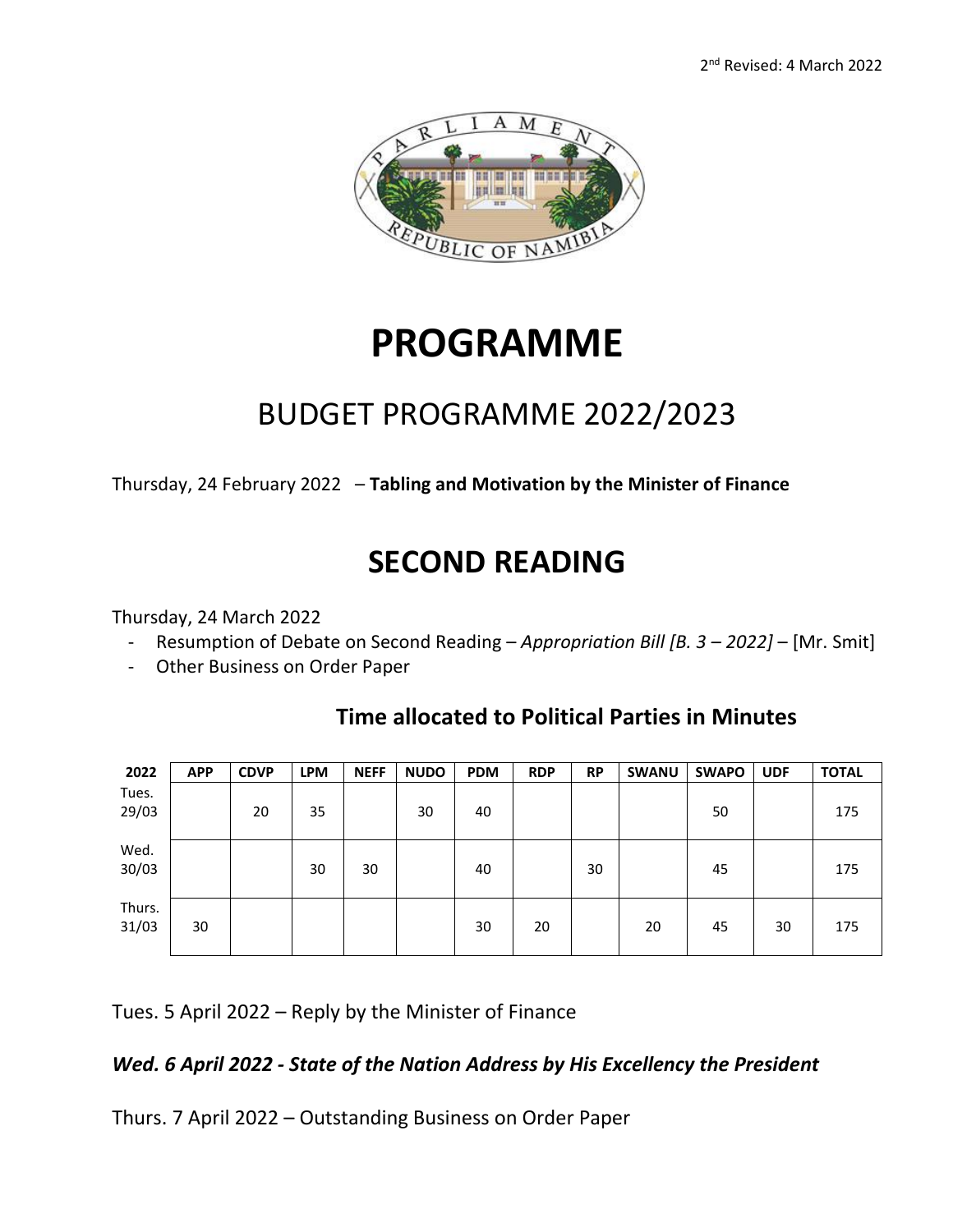2nd Revised: 4 March 2022

# PROGRAMME

## BUDGET PROGRAMME 2022/2023

Thursday, 24 February 2022 – **Tabling and Motivation by the Minister of Finance**

# SECOND READING

Thursday, 24 March 2022

- Resumption of Debate on Second Reading – *Appropriation Bill [B. 3 – 2022]* – [Mr. Smit]
- Other Business on Order Paper

### Time allocated to Political Parties in Minutes

| 2022 | APP | CDVP | LPM | NEFF | NUDO | PDM | RDP | RP | SWANU | SWAPO | UDF | TOTAL |
|---|---|---|---|---|---|---|---|---|---|---|---|---|
| Tues. 29/03 | | 20 | 35 | | 30 | 40 | | | | 50 | | 175 |
| Wed. 30/03 | | | 30 | 30 | | 40 | | 30 | | 45 | | 175 |
| Thurs. 31/03 | 30 | | | | | 30 | 20 | | 20 | 45 | 30 | 175 |

Tues. 5 April 2022 – Reply by the Minister of Finance

***Wed. 6 April 2022 - State of the Nation Address by His Excellency the President***

Thurs. 7 April 2022 – Outstanding Business on Order Paper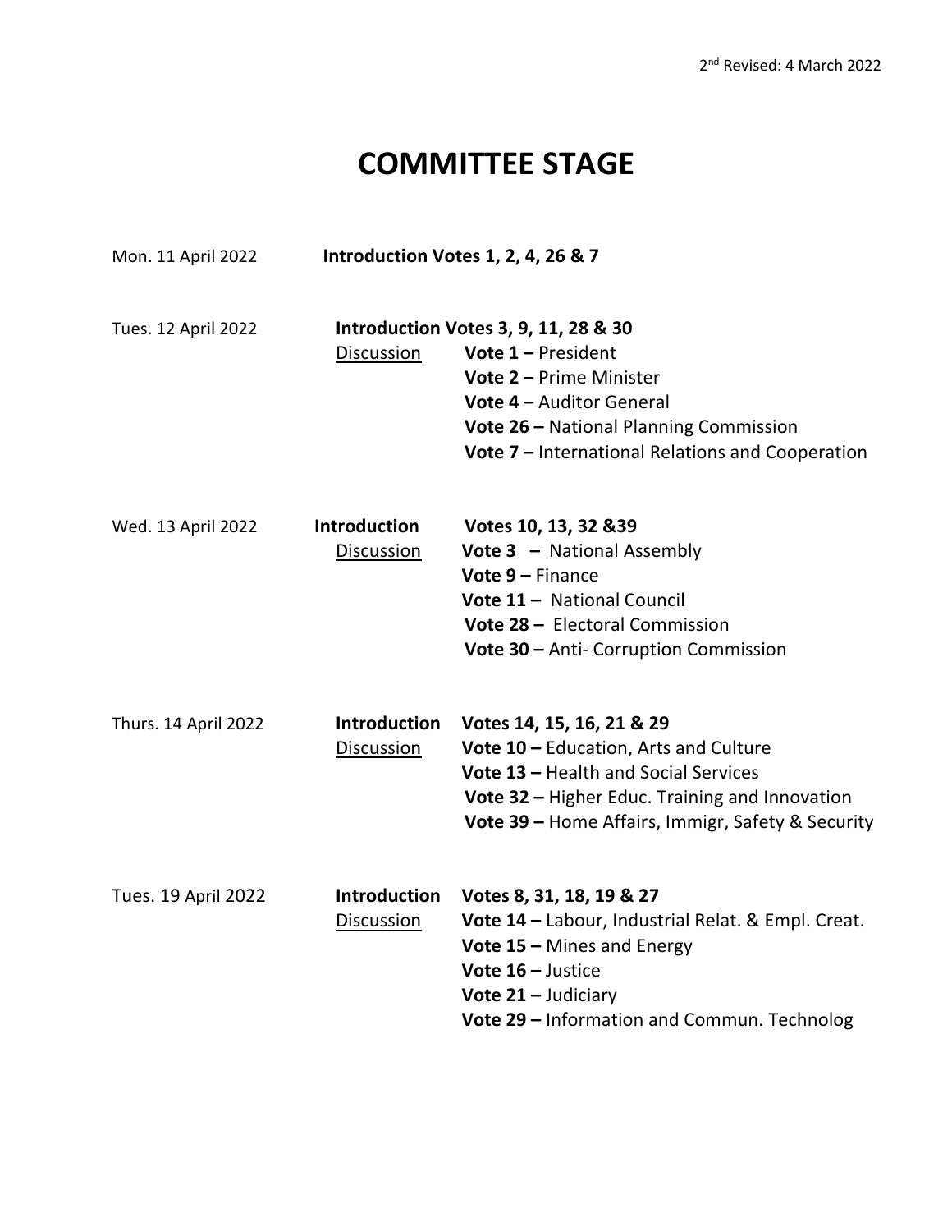2nd Revised: 4 March 2022

# COMMITTEE STAGE

Mon. 11 April 2022 **Introduction Votes 1, 2, 4, 26 & 7**

Tues. 12 April 2022 **Introduction Votes 3, 9, 11, 28 & 30**

Discussion
- **Vote 1 –** President
- **Vote 2 –** Prime Minister
- **Vote 4 –** Auditor General
- **Vote 26 –** National Planning Commission
- **Vote 7 –** International Relations and Cooperation

Wed. 13 April 2022 **Introduction** **Votes 10, 13, 32 &39**

Discussion
- **Vote 3 –** National Assembly
- **Vote 9 –** Finance
- **Vote 11 –** National Council
- **Vote 28 –** Electoral Commission
- **Vote 30 –** Anti- Corruption Commission

Thurs. 14 April 2022 **Introduction** **Votes 14, 15, 16, 21 & 29**

Discussion
- **Vote 10 –** Education, Arts and Culture
- **Vote 13 –** Health and Social Services
- **Vote 32 –** Higher Educ. Training and Innovation
- **Vote 39 –** Home Affairs, Immigr, Safety & Security

Tues. 19 April 2022 **Introduction** **Votes 8, 31, 18, 19 & 27**

Discussion
- **Vote 14 –** Labour, Industrial Relat. & Empl. Creat.
- **Vote 15 –** Mines and Energy
- **Vote 16 –** Justice
- **Vote 21 –** Judiciary
- **Vote 29 –** Information and Commun. Technolog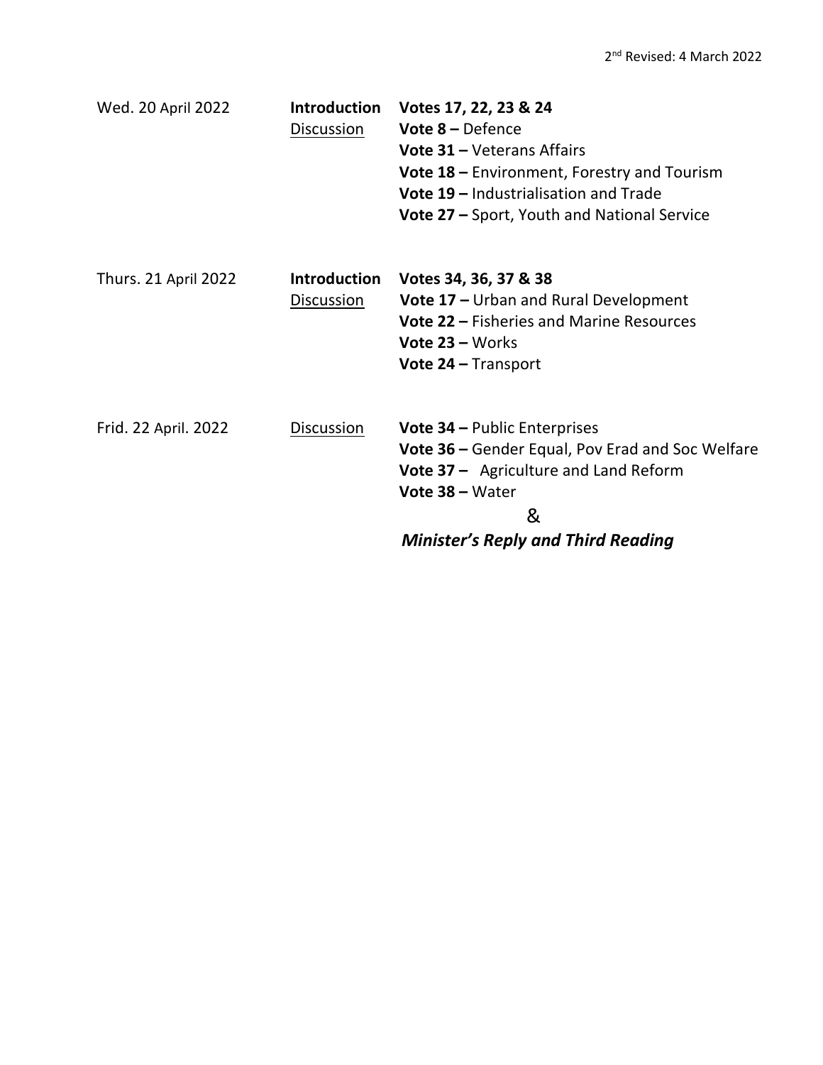2nd Revised: 4 March 2022

| | | |
|---|---|---|
| Wed. 20 April 2022 | **Introduction** | **Votes 17, 22, 23 & 24** |
| | Discussion | **Vote 8 –** Defence |
| | | **Vote 31 –** Veterans Affairs |
| | | **Vote 18 –** Environment, Forestry and Tourism |
| | | **Vote 19 –** Industrialisation and Trade |
| | | **Vote 27 –** Sport, Youth and National Service |
| Thurs. 21 April 2022 | **Introduction** | **Votes 34, 36, 37 & 38** |
| | Discussion | **Vote 17 –** Urban and Rural Development |
| | | **Vote 22 –** Fisheries and Marine Resources |
| | | **Vote 23 –** Works |
| | | **Vote 24 –** Transport |
| Frid. 22 April. 2022 | Discussion | **Vote 34 –** Public Enterprises |
| | | **Vote 36 –** Gender Equal, Pov Erad and Soc Welfare |
| | | **Vote 37 –** Agriculture and Land Reform |
| | | **Vote 38 –** Water |
| | | & |
| | | ***Minister's Reply and Third Reading*** |